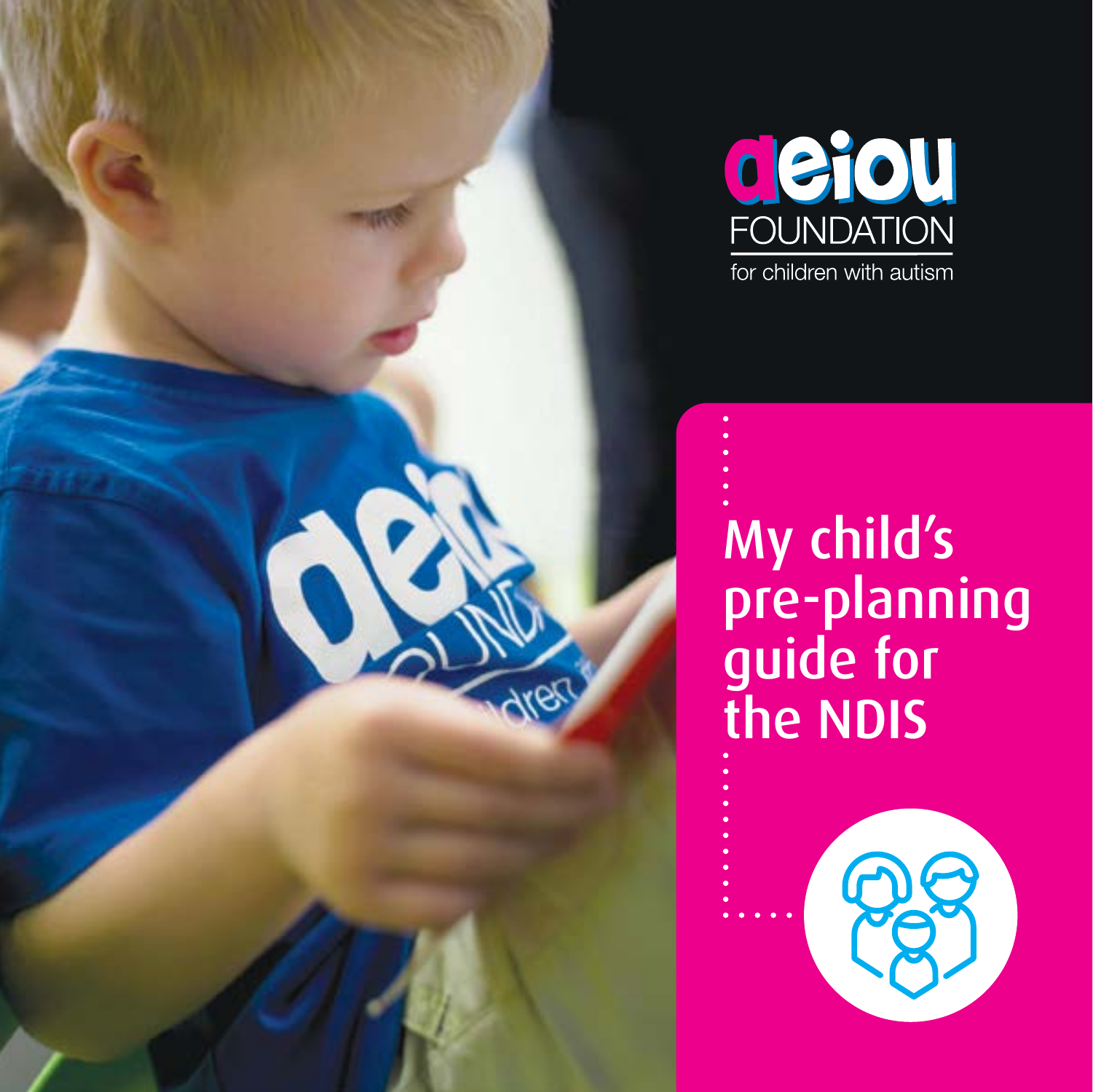aeiou FOUNDATION

for children with autism

# My child's pre-planning guide for the NDIS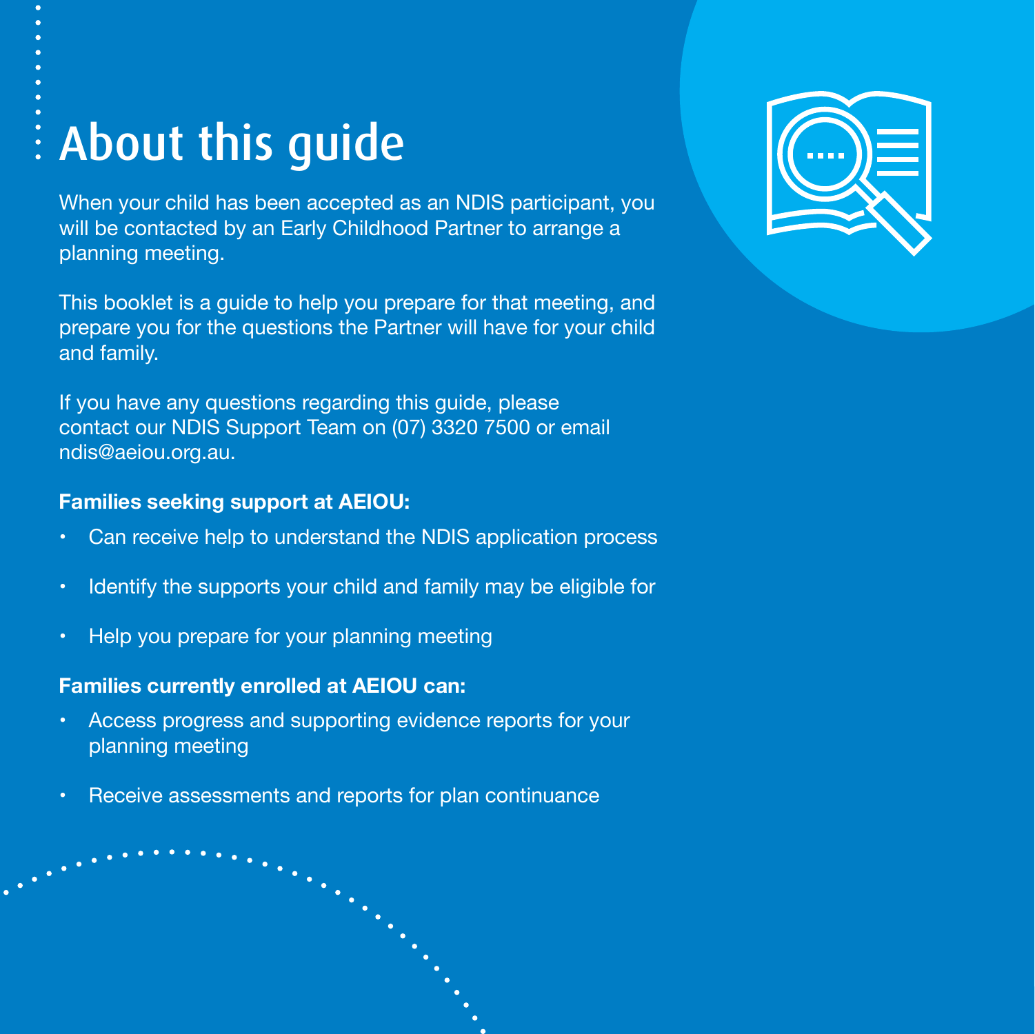# About this guide

When your child has been accepted as an NDIS participant, you will be contacted by an Early Childhood Partner to arrange a planning meeting.

This booklet is a guide to help you prepare for that meeting, and prepare you for the questions the Partner will have for your child and family.

If you have any questions regarding this guide, please contact our NDIS Support Team on (07) 3320 7500 or email ndis@aeiou.org.au.

**Families seeking support at AEIOU:**

- Can receive help to understand the NDIS application process
- Identify the supports your child and family may be eligible for
- Help you prepare for your planning meeting

**Families currently enrolled at AEIOU can:**

- Access progress and supporting evidence reports for your planning meeting
- Receive assessments and reports for plan continuance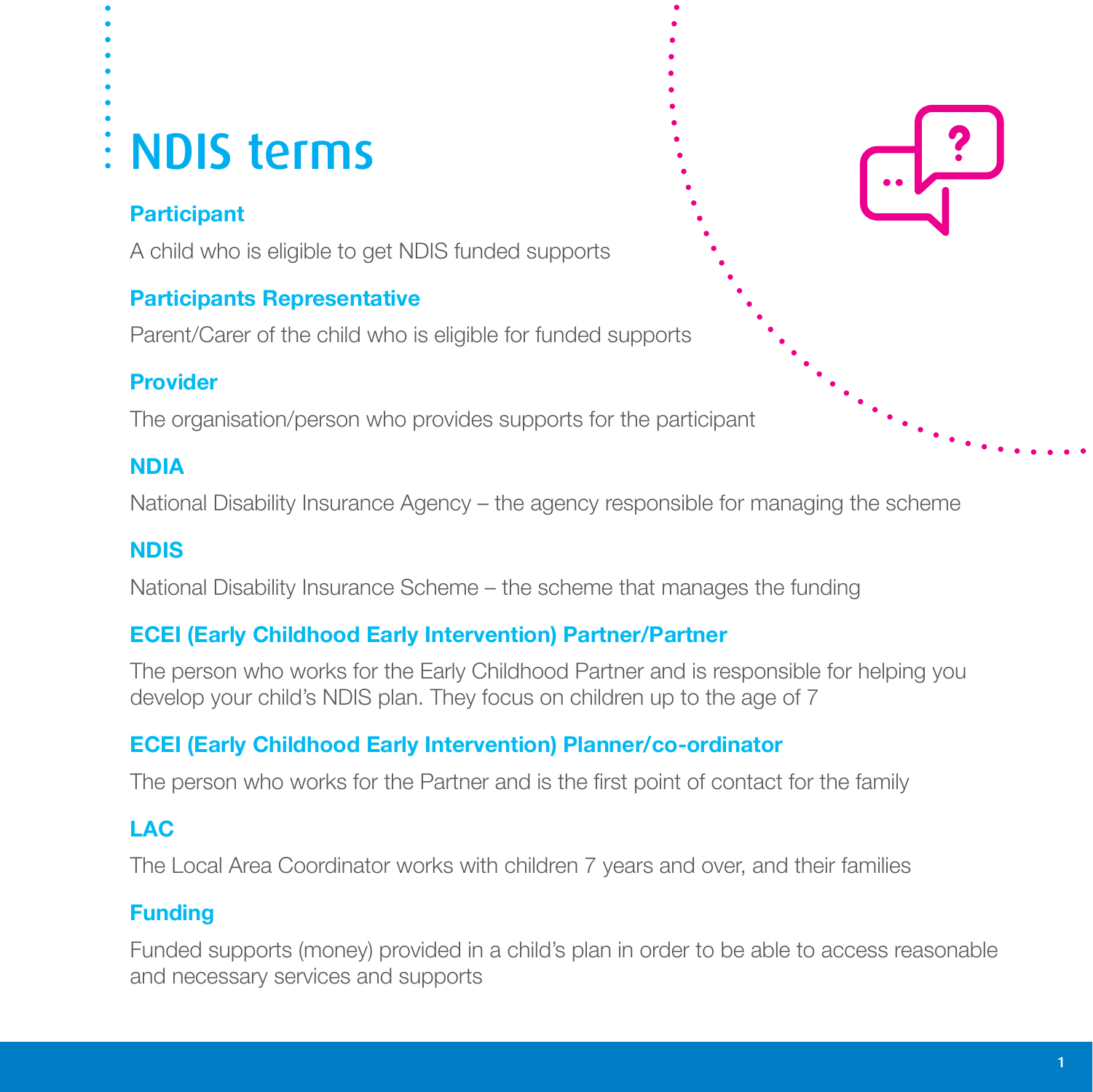# NDIS terms

### Participant

A child who is eligible to get NDIS funded supports

### Participants Representative

Parent/Carer of the child who is eligible for funded supports

### Provider

The organisation/person who provides supports for the participant

### NDIA

National Disability Insurance Agency – the agency responsible for managing the scheme

### NDIS

National Disability Insurance Scheme – the scheme that manages the funding

### ECEI (Early Childhood Early Intervention) Partner/Partner

The person who works for the Early Childhood Partner and is responsible for helping you develop your child's NDIS plan. They focus on children up to the age of 7

### ECEI (Early Childhood Early Intervention) Planner/co-ordinator

The person who works for the Partner and is the first point of contact for the family

### LAC

The Local Area Coordinator works with children 7 years and over, and their families

### Funding

Funded supports (money) provided in a child's plan in order to be able to access reasonable and necessary services and supports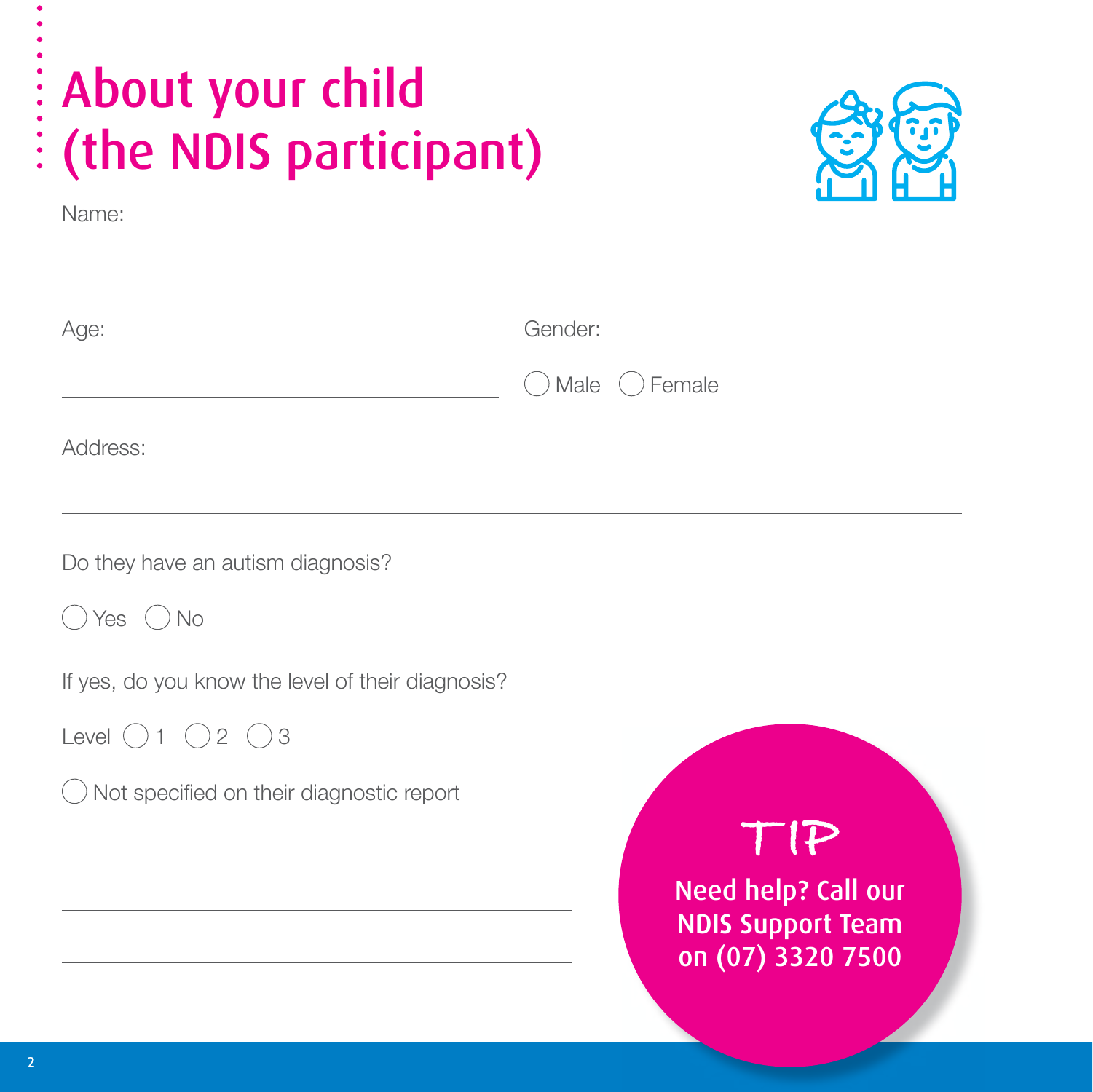# About your child (the NDIS participant)

Name:

Age:

Gender:

◯ Male ◯ Female

Address:

Do they have an autism diagnosis?

◯ Yes ◯ No

If yes, do you know the level of their diagnosis?

Level ◯ 1 ◯ 2 ◯ 3

◯ Not specified on their diagnostic report

**TIP**

**Need help? Call our NDIS Support Team on (07) 3320 7500**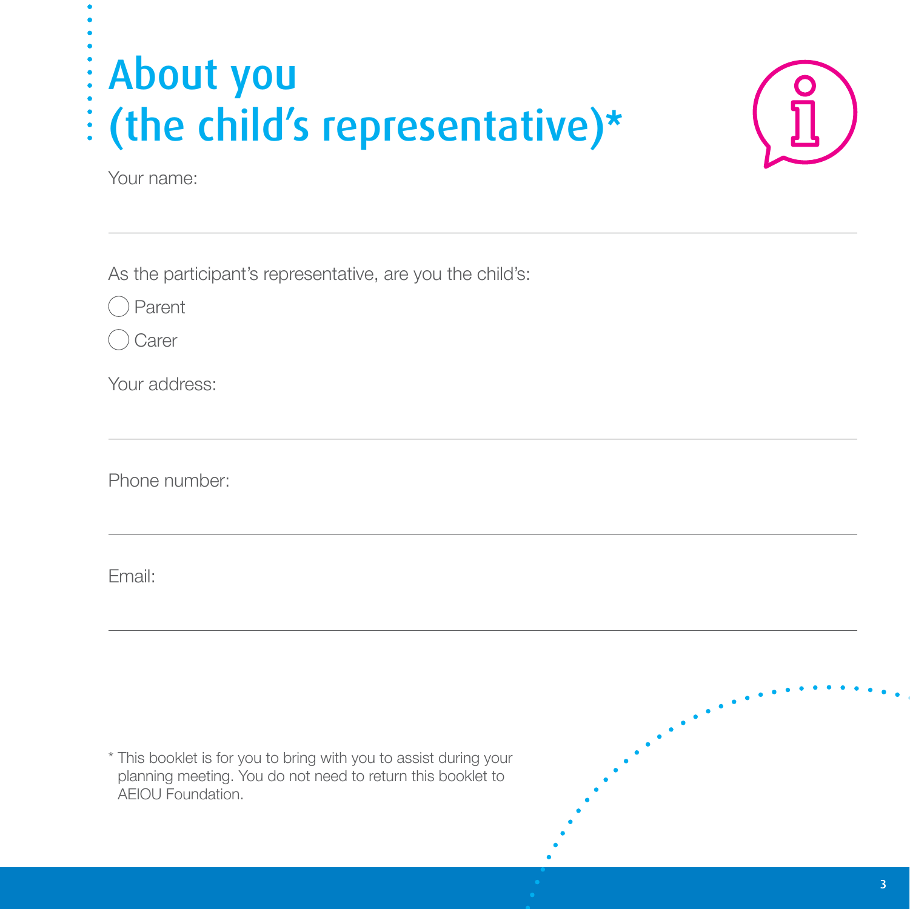# About you (the child's representative)*

Your name:

As the participant's representative, are you the child's:

- ◯ Parent
- ◯ Carer

Your address:

Phone number:

Email:

\* This booklet is for you to bring with you to assist during your planning meeting. You do not need to return this booklet to AEIOU Foundation.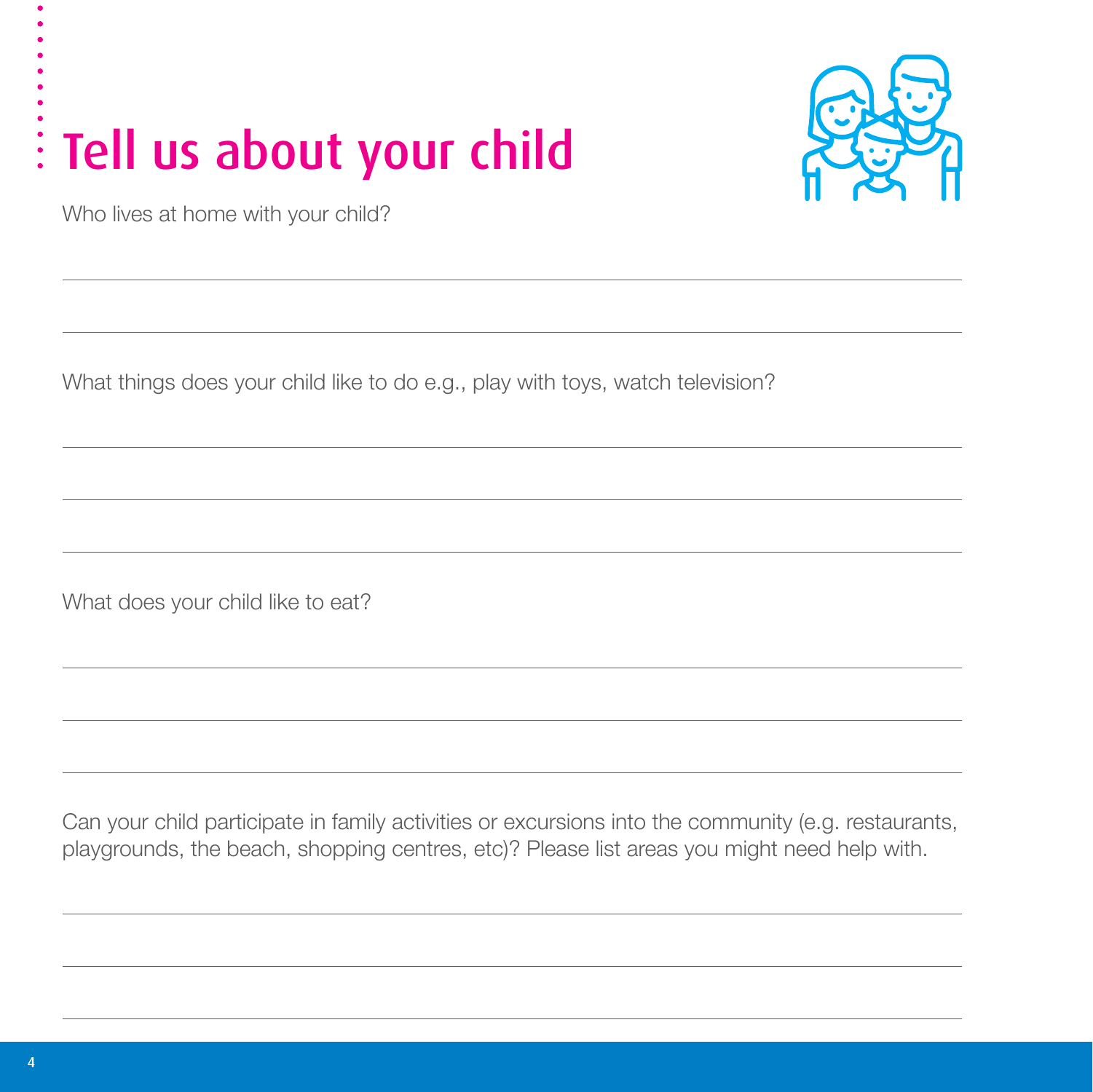# Tell us about your child

Who lives at home with your child?

What things does your child like to do e.g., play with toys, watch television?

What does your child like to eat?

Can your child participate in family activities or excursions into the community (e.g. restaurants, playgrounds, the beach, shopping centres, etc)? Please list areas you might need help with.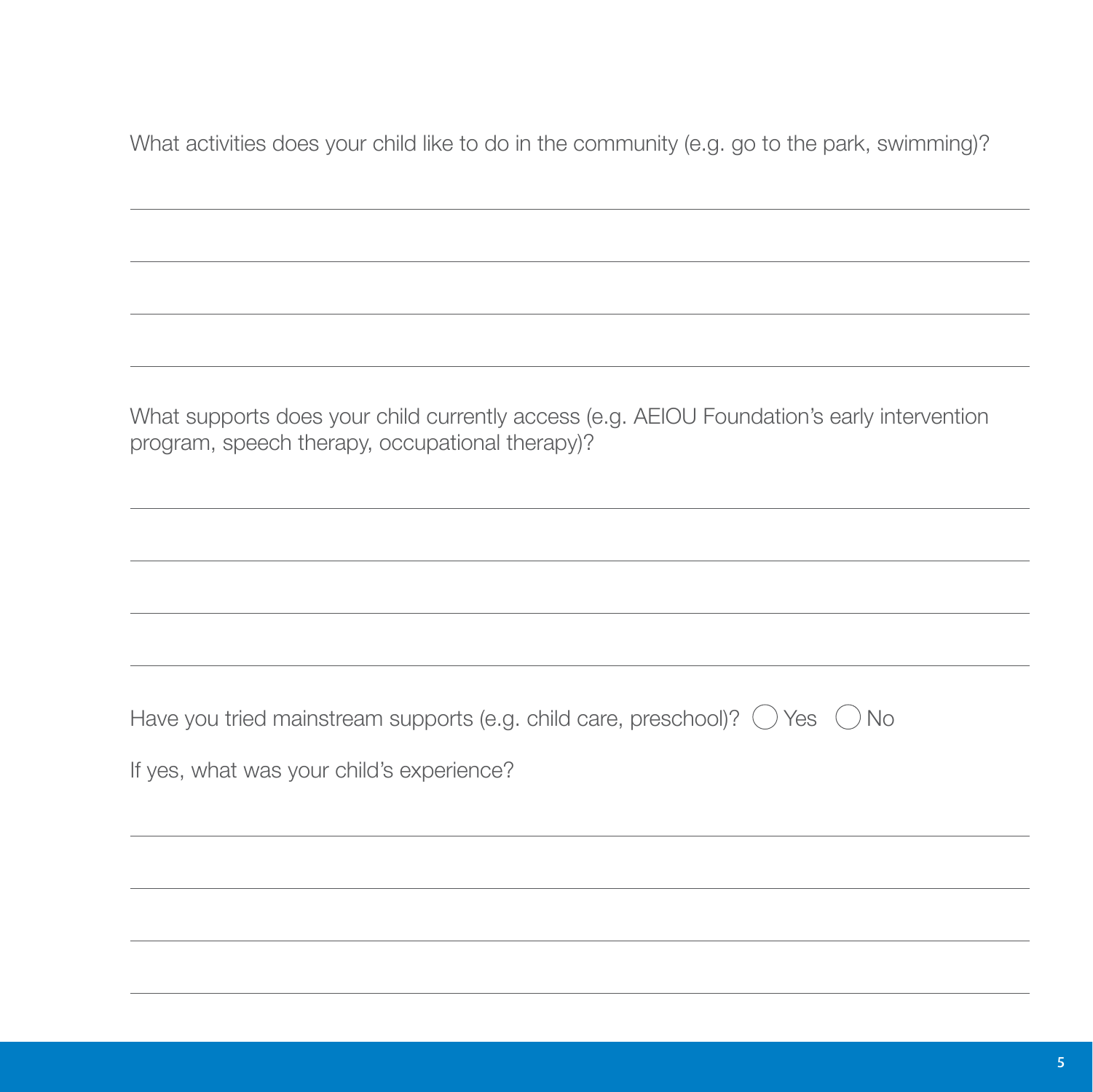What activities does your child like to do in the community (e.g. go to the park, swimming)?

What supports does your child currently access (e.g. AEIOU Foundation's early intervention program, speech therapy, occupational therapy)?

Have you tried mainstream supports (e.g. child care, preschool)? ◯ Yes ◯ No

If yes, what was your child's experience?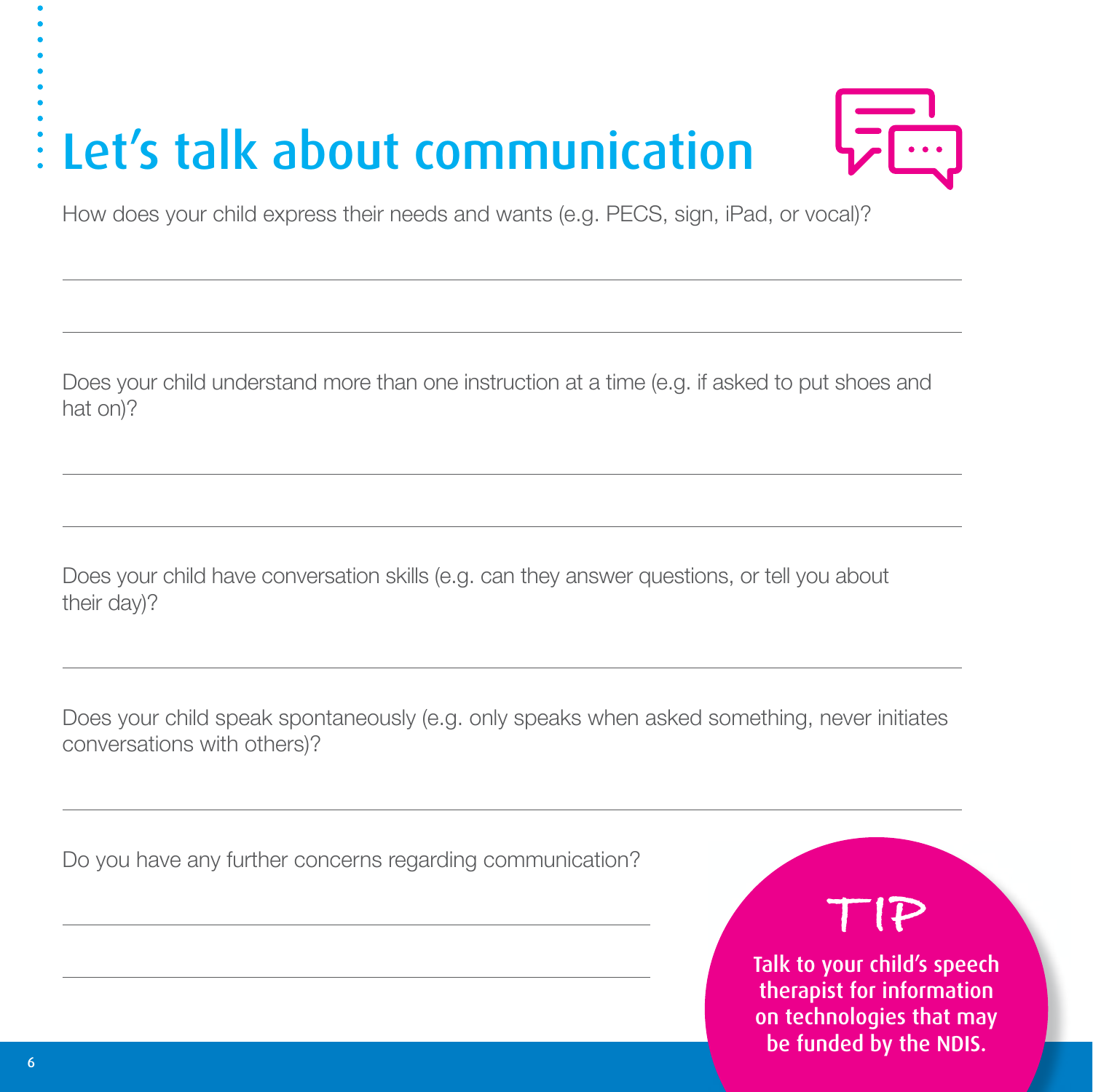# Let's talk about communication

How does your child express their needs and wants (e.g. PECS, sign, iPad, or vocal)?

Does your child understand more than one instruction at a time (e.g. if asked to put shoes and hat on)?

Does your child have conversation skills (e.g. can they answer questions, or tell you about their day)?

Does your child speak spontaneously (e.g. only speaks when asked something, never initiates conversations with others)?

Do you have any further concerns regarding communication?

**TIP**

**Talk to your child's speech therapist for information on technologies that may be funded by the NDIS.**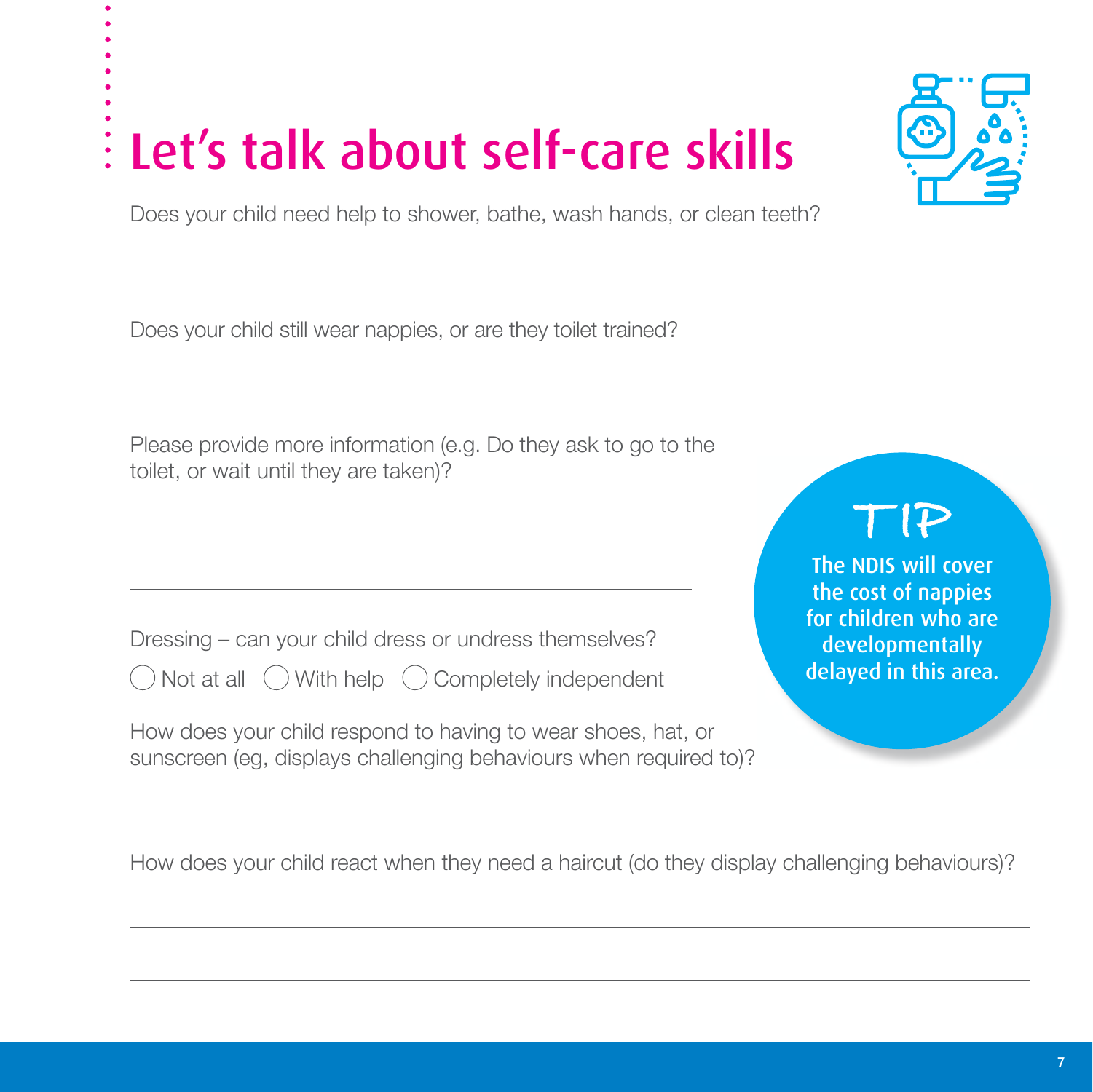# Let's talk about self-care skills

Does your child need help to shower, bathe, wash hands, or clean teeth?

Does your child still wear nappies, or are they toilet trained?

Please provide more information (e.g. Do they ask to go to the toilet, or wait until they are taken)?

Dressing – can your child dress or undress themselves?

◯ Not at all ◯ With help ◯ Completely independent

How does your child respond to having to wear shoes, hat, or sunscreen (eg, displays challenging behaviours when required to)?

How does your child react when they need a haircut (do they display challenging behaviours)?

**TIP**

**The NDIS will cover the cost of nappies for children who are developmentally delayed in this area.**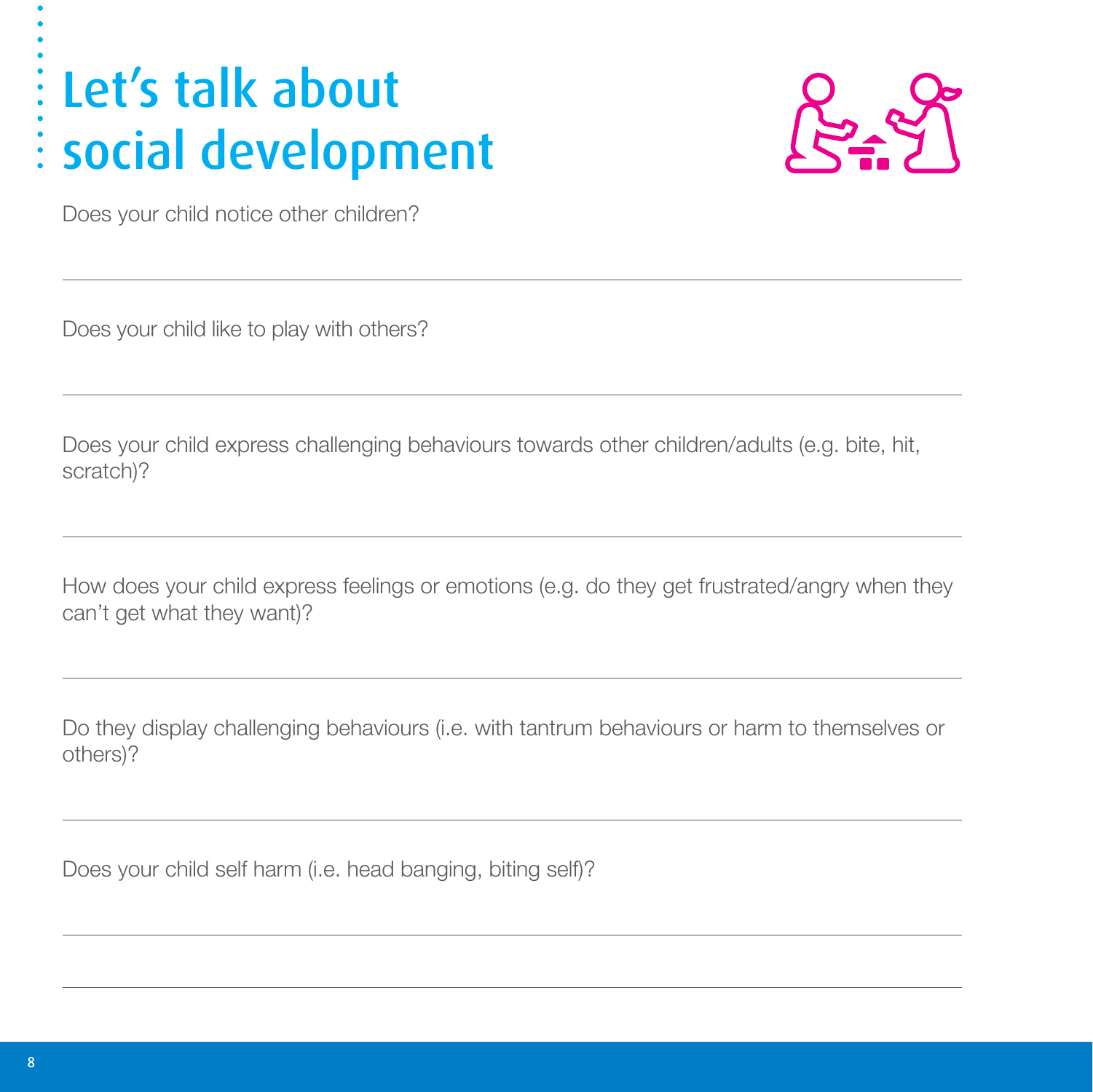# Let's talk about social development

Does your child notice other children?

Does your child like to play with others?

Does your child express challenging behaviours towards other children/adults (e.g. bite, hit, scratch)?

How does your child express feelings or emotions (e.g. do they get frustrated/angry when they can't get what they want)?

Do they display challenging behaviours (i.e. with tantrum behaviours or harm to themselves or others)?

Does your child self harm (i.e. head banging, biting self)?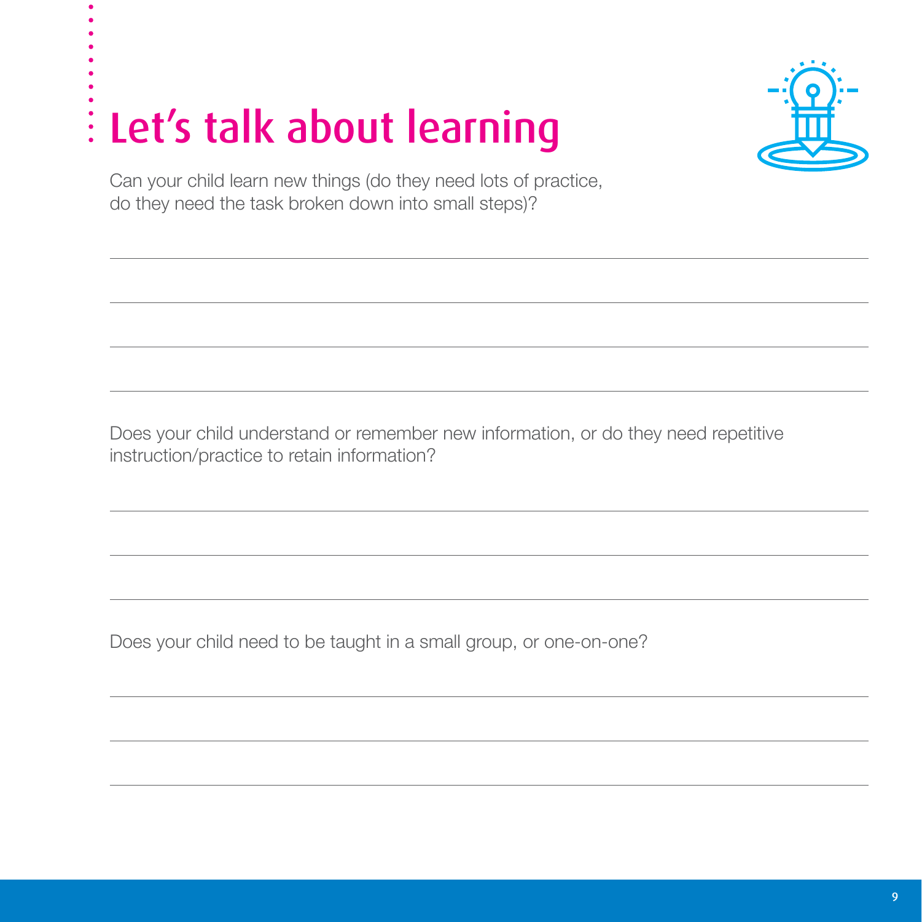# Let's talk about learning

Can your child learn new things (do they need lots of practice, do they need the task broken down into small steps)?

Does your child understand or remember new information, or do they need repetitive instruction/practice to retain information?

Does your child need to be taught in a small group, or one-on-one?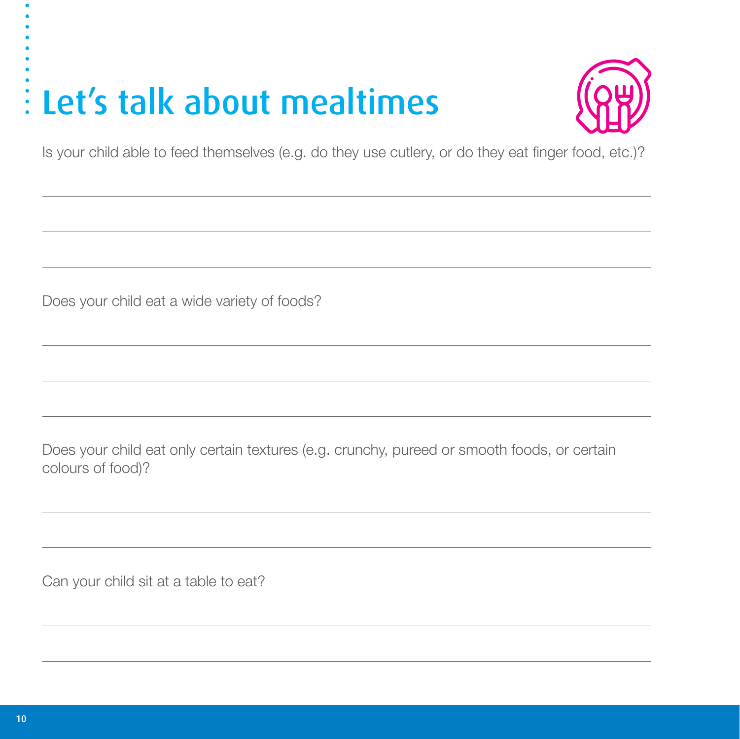# Let's talk about mealtimes

Is your child able to feed themselves (e.g. do they use cutlery, or do they eat finger food, etc.)?

Does your child eat a wide variety of foods?

Does your child eat only certain textures (e.g. crunchy, pureed or smooth foods, or certain colours of food)?

Can your child sit at a table to eat?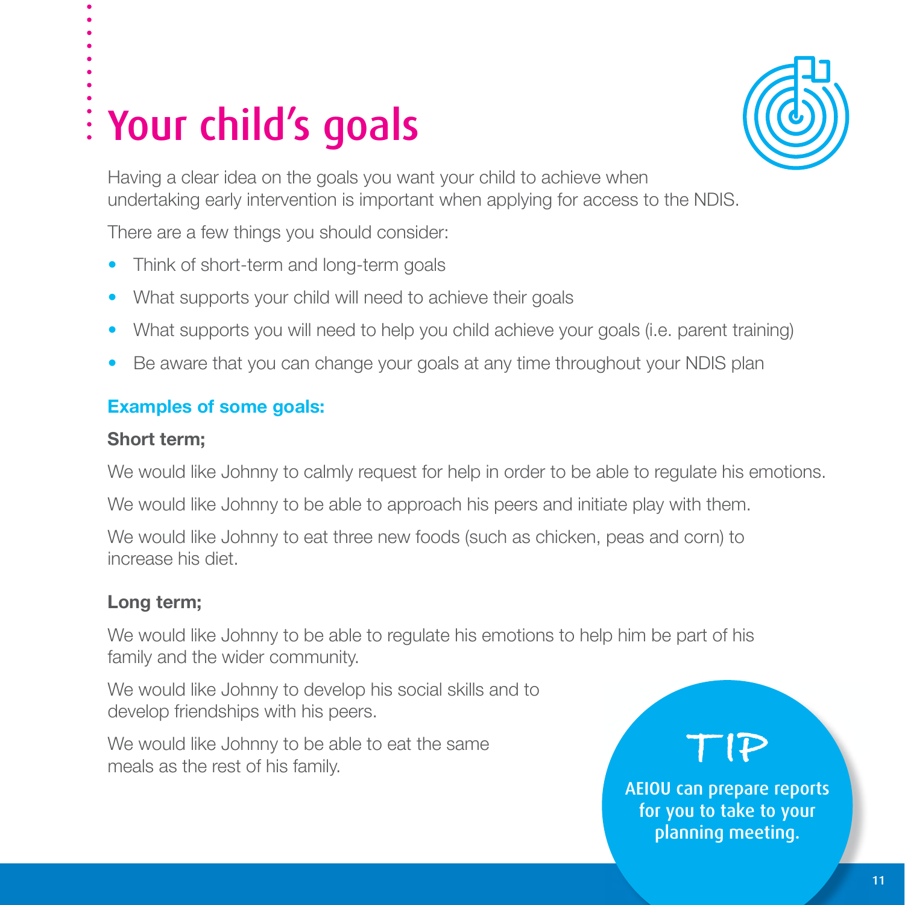# Your child's goals

Having a clear idea on the goals you want your child to achieve when undertaking early intervention is important when applying for access to the NDIS.

There are a few things you should consider:

- Think of short-term and long-term goals
- What supports your child will need to achieve their goals
- What supports you will need to help you child achieve your goals (i.e. parent training)
- Be aware that you can change your goals at any time throughout your NDIS plan

### Examples of some goals:

**Short term;**

We would like Johnny to calmly request for help in order to be able to regulate his emotions.

We would like Johnny to be able to approach his peers and initiate play with them.

We would like Johnny to eat three new foods (such as chicken, peas and corn) to increase his diet.

**Long term;**

We would like Johnny to be able to regulate his emotions to help him be part of his family and the wider community.

We would like Johnny to develop his social skills and to develop friendships with his peers.

We would like Johnny to be able to eat the same meals as the rest of his family.

**TIP**

AEIOU can prepare reports for you to take to your planning meeting.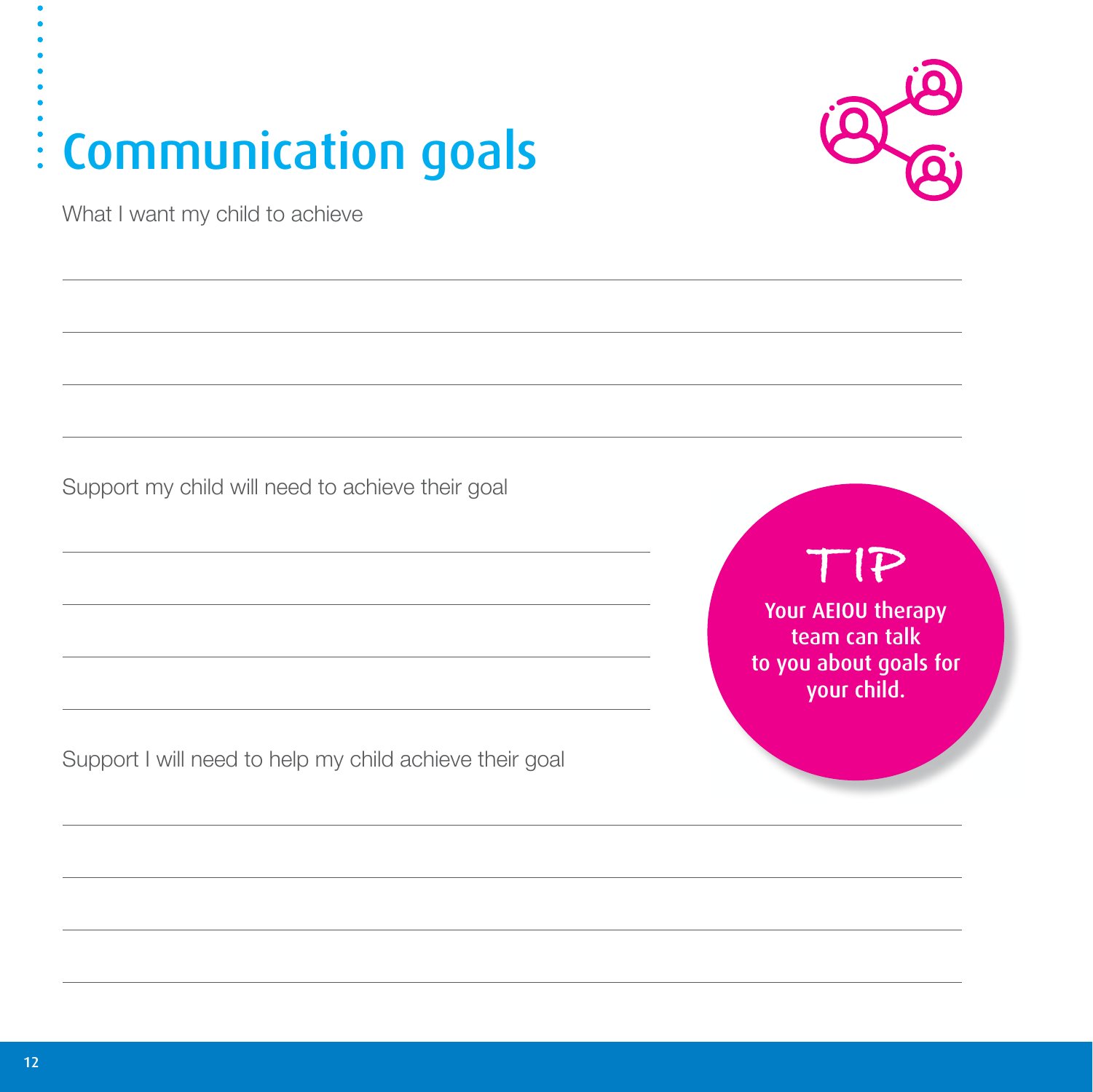# Communication goals

What I want my child to achieve

Support my child will need to achieve their goal

Support I will need to help my child achieve their goal

**TIP**

Your AEIOU therapy team can talk to you about goals for your child.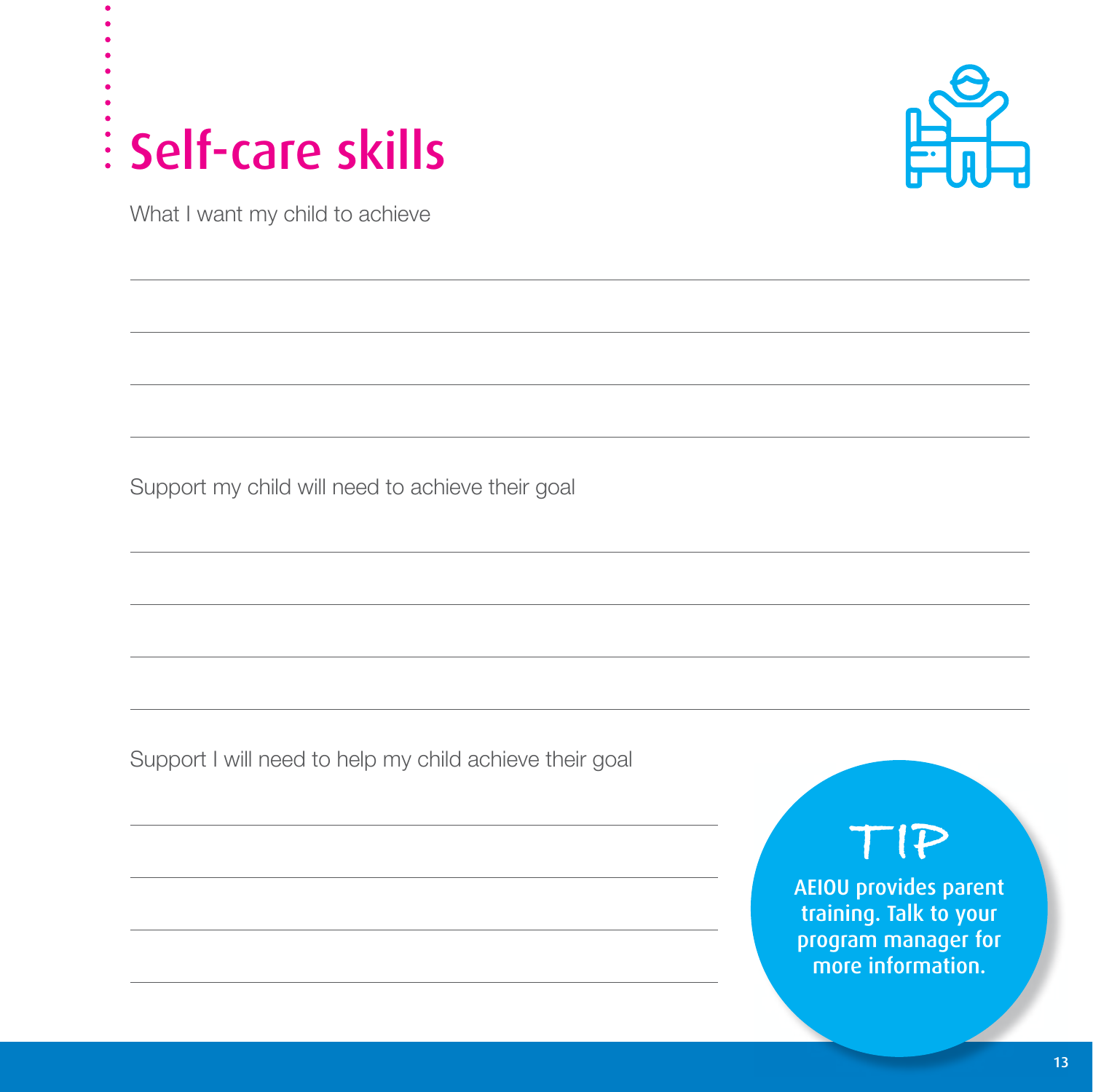# Self-care skills

What I want my child to achieve

Support my child will need to achieve their goal

Support I will need to help my child achieve their goal

TIP

AEIOU provides parent training. Talk to your program manager for more information.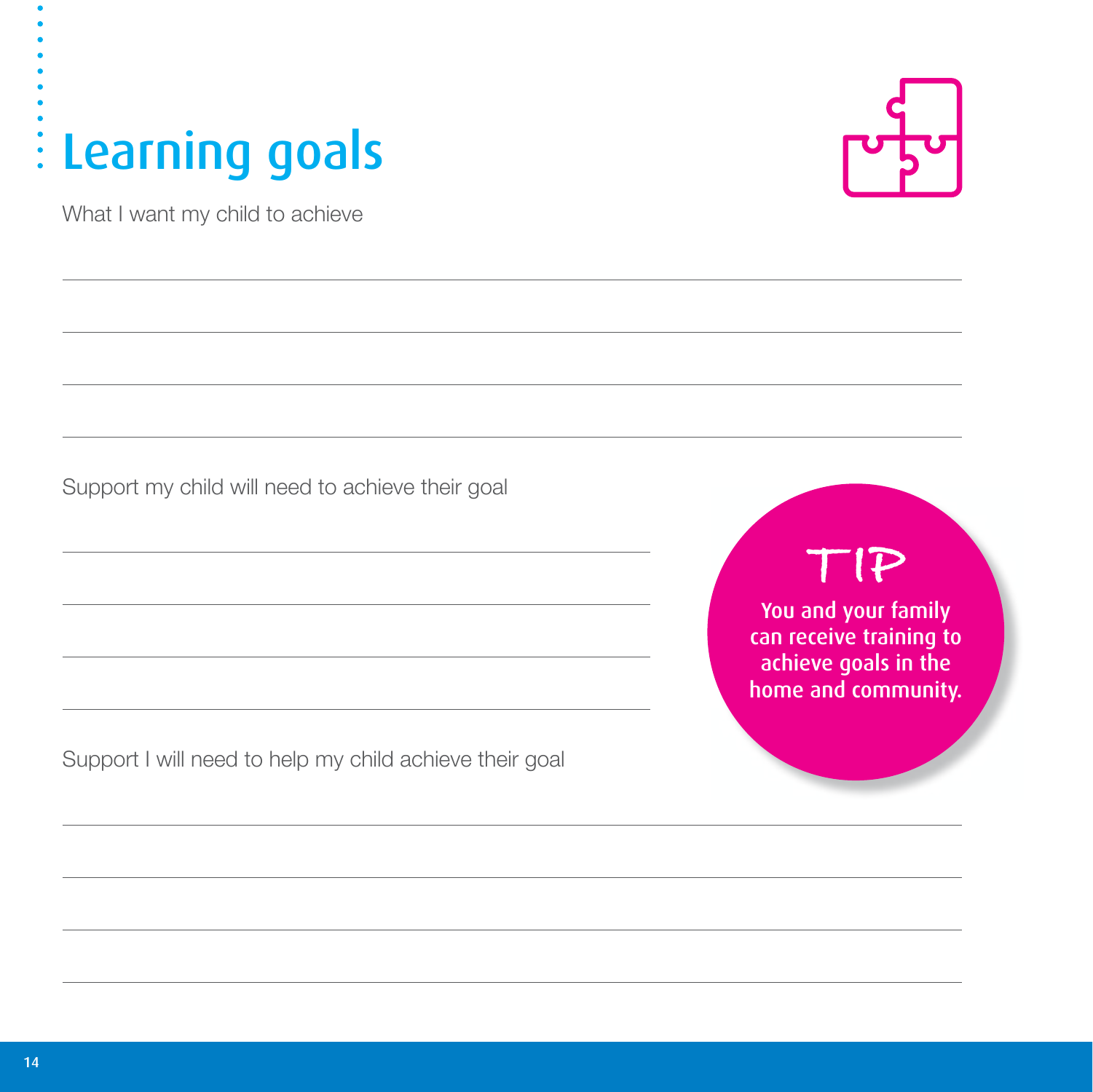# Learning goals

What I want my child to achieve

Support my child will need to achieve their goal

**TIP**

**You and your family can receive training to achieve goals in the home and community.**

Support I will need to help my child achieve their goal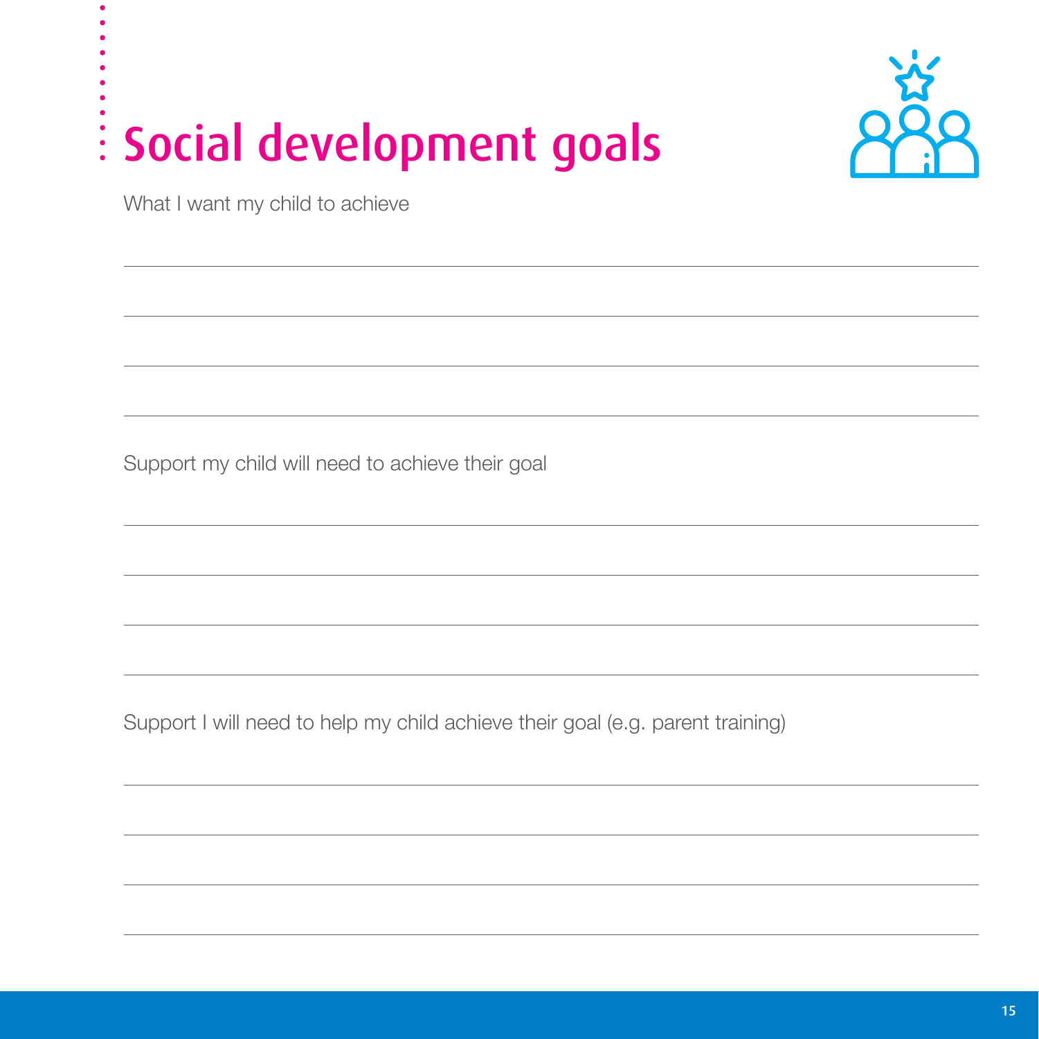# Social development goals

What I want my child to achieve

Support my child will need to achieve their goal

Support I will need to help my child achieve their goal (e.g. parent training)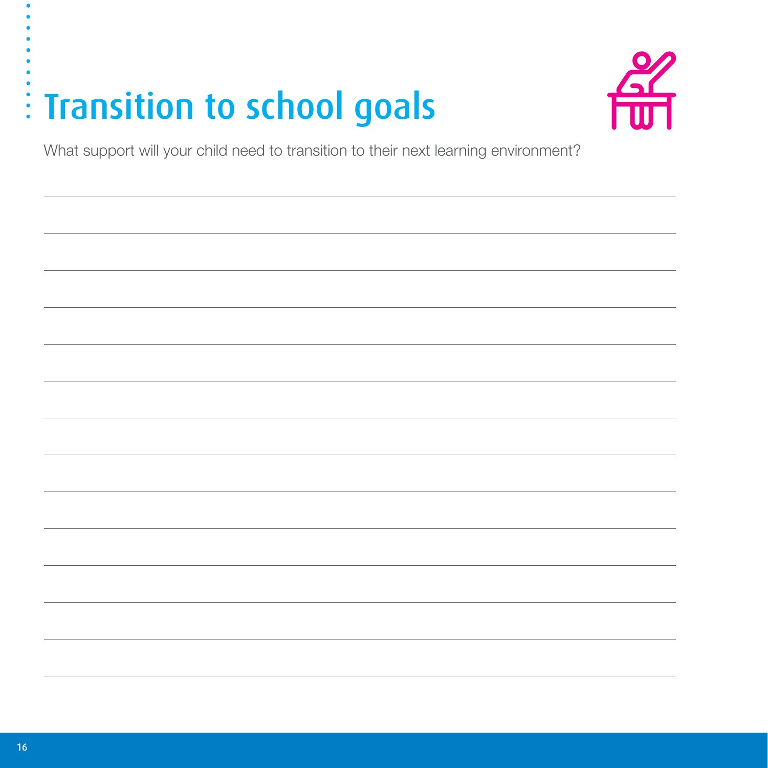# Transition to school goals

What support will your child need to transition to their next learning environment?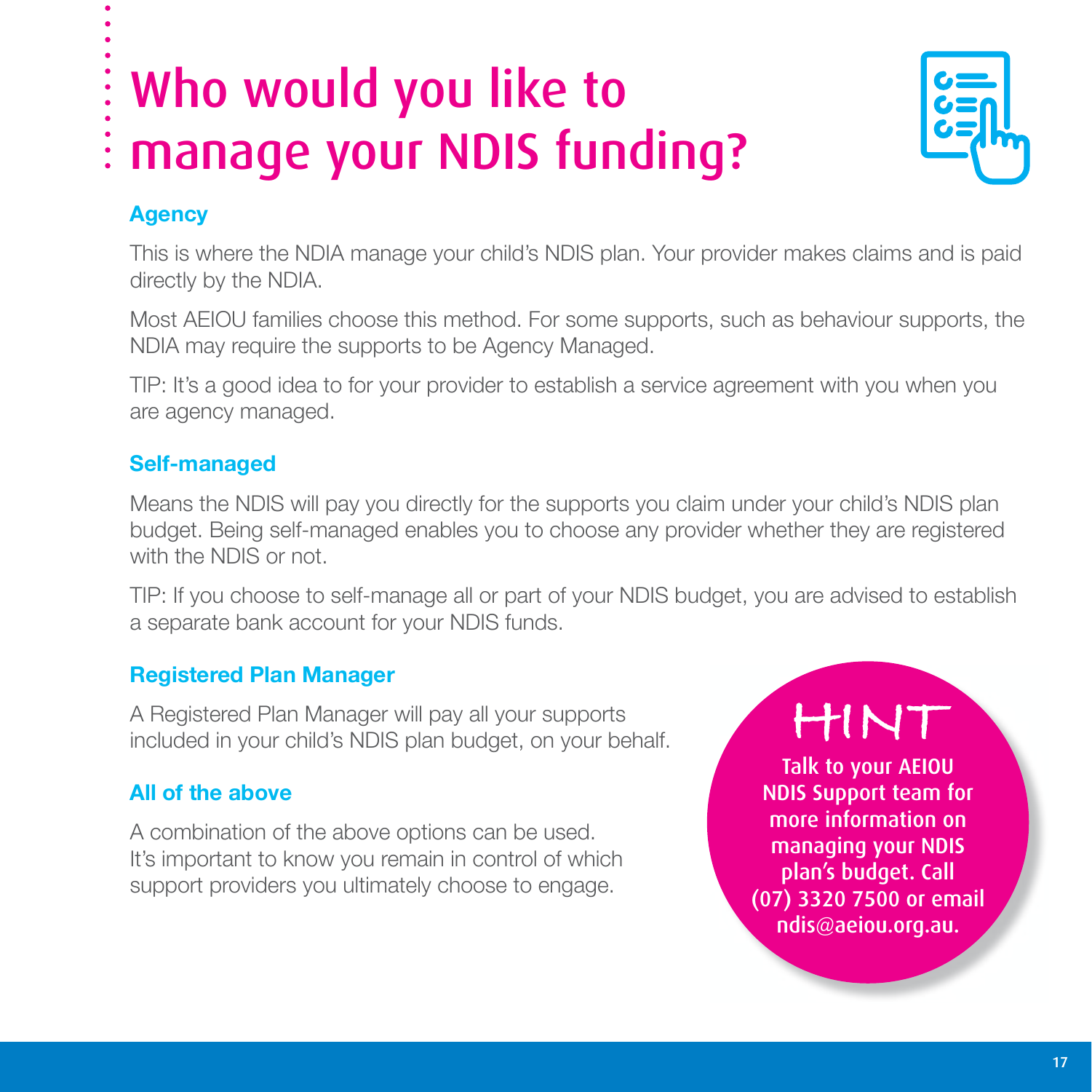# Who would you like to manage your NDIS funding?

## Agency

This is where the NDIA manage your child's NDIS plan. Your provider makes claims and is paid directly by the NDIA.

Most AEIOU families choose this method. For some supports, such as behaviour supports, the NDIA may require the supports to be Agency Managed.

TIP: It's a good idea to for your provider to establish a service agreement with you when you are agency managed.

## Self-managed

Means the NDIS will pay you directly for the supports you claim under your child's NDIS plan budget. Being self-managed enables you to choose any provider whether they are registered with the NDIS or not.

TIP: If you choose to self-manage all or part of your NDIS budget, you are advised to establish a separate bank account for your NDIS funds.

## Registered Plan Manager

A Registered Plan Manager will pay all your supports included in your child's NDIS plan budget, on your behalf.

## All of the above

A combination of the above options can be used. It's important to know you remain in control of which support providers you ultimately choose to engage.

**HINT**

Talk to your AEIOU NDIS Support team for more information on managing your NDIS plan's budget. Call (07) 3320 7500 or email ndis@aeiou.org.au.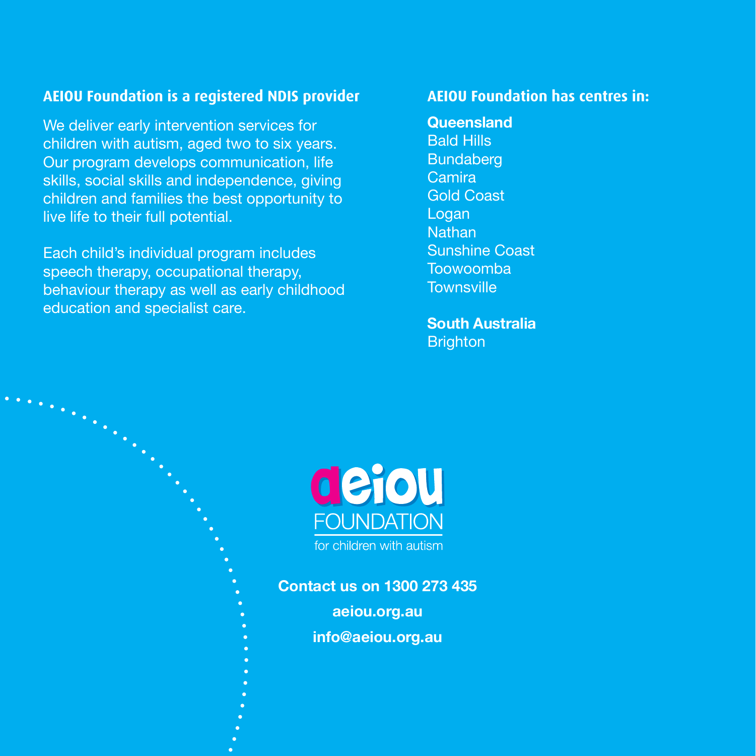## AEIOU Foundation is a registered NDIS provider

We deliver early intervention services for children with autism, aged two to six years. Our program develops communication, life skills, social skills and independence, giving children and families the best opportunity to live life to their full potential.

Each child's individual program includes speech therapy, occupational therapy, behaviour therapy as well as early childhood education and specialist care.

## AEIOU Foundation has centres in:

**Queensland**
Bald Hills
Bundaberg
Camira
Gold Coast
Logan
Nathan
Sunshine Coast
Toowoomba
Townsville

**South Australia**
Brighton

aeiou
FOUNDATION
for children with autism

**Contact us on 1300 273 435**

**aeiou.org.au**

**info@aeiou.org.au**